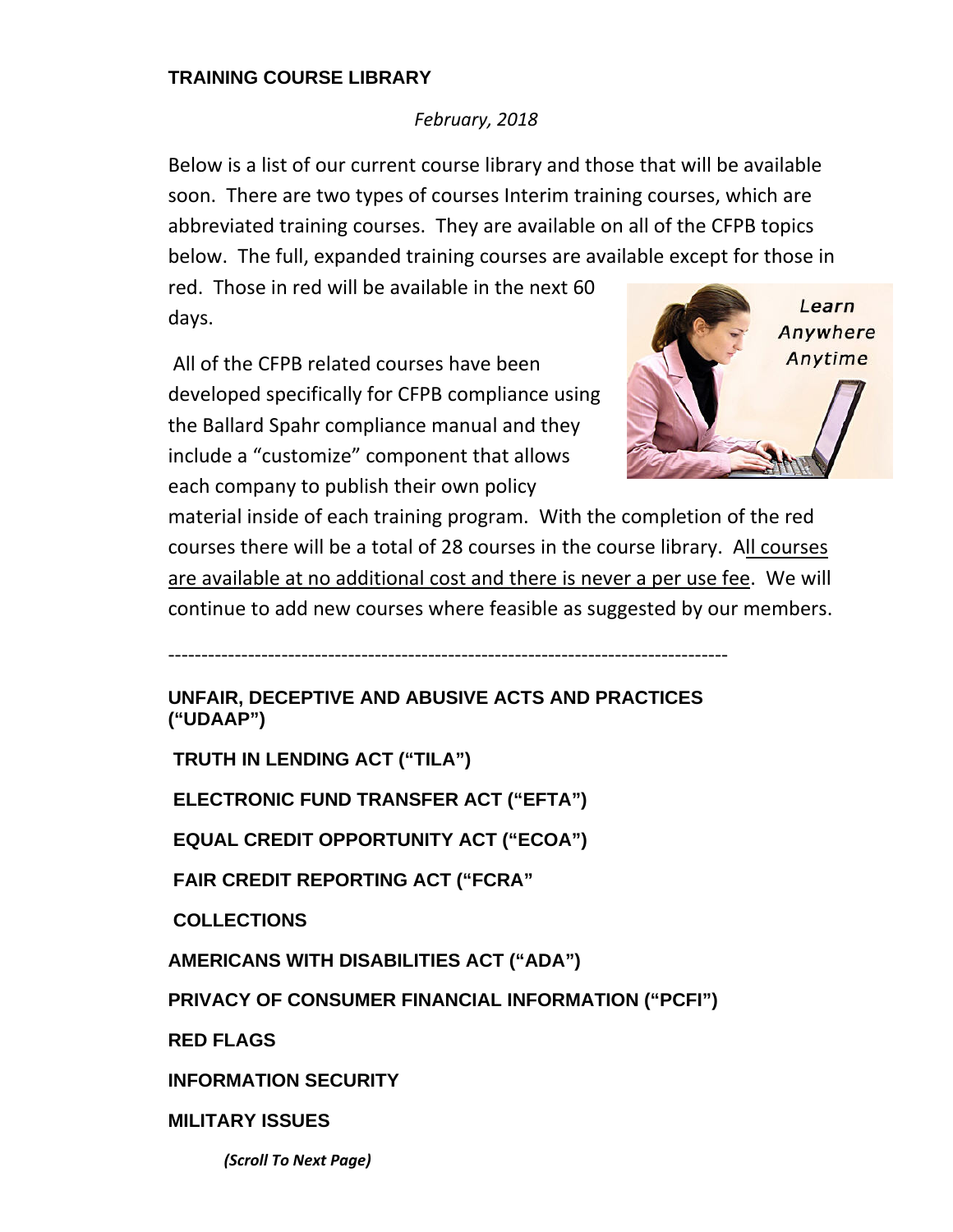**TRAINING COURSE LIBRARY**

*February, 2018*

Below is a list of our current course library and those that will be available soon. There are two types of courses Interim training courses, which are abbreviated training courses. They are available on all of the CFPB topics below. The full, expanded training courses are available except for those in red. Those in red will be available in the next 60 days.

All of the CFPB related courses have been developed specifically for CFPB compliance using the Ballard Spahr compliance manual and they include a "customize" component that allows each company to publish their own policy material inside of each training program. With the completion of the red courses there will be a total of 28 courses in the course library. All courses are available at no additional cost and there is never a per use fee. We will continue to add new courses where feasible as suggested by our members.

---

**UNFAIR, DECEPTIVE AND ABUSIVE ACTS AND PRACTICES ("UDAAP")**

**TRUTH IN LENDING ACT ("TILA")**

**ELECTRONIC FUND TRANSFER ACT ("EFTA")**

**EQUAL CREDIT OPPORTUNITY ACT ("ECOA")**

**FAIR CREDIT REPORTING ACT ("FCRA"**

**COLLECTIONS**

**AMERICANS WITH DISABILITIES ACT ("ADA")**

**PRIVACY OF CONSUMER FINANCIAL INFORMATION ("PCFI")**

**RED FLAGS**

**INFORMATION SECURITY**

**MILITARY ISSUES**

***(Scroll To Next Page)***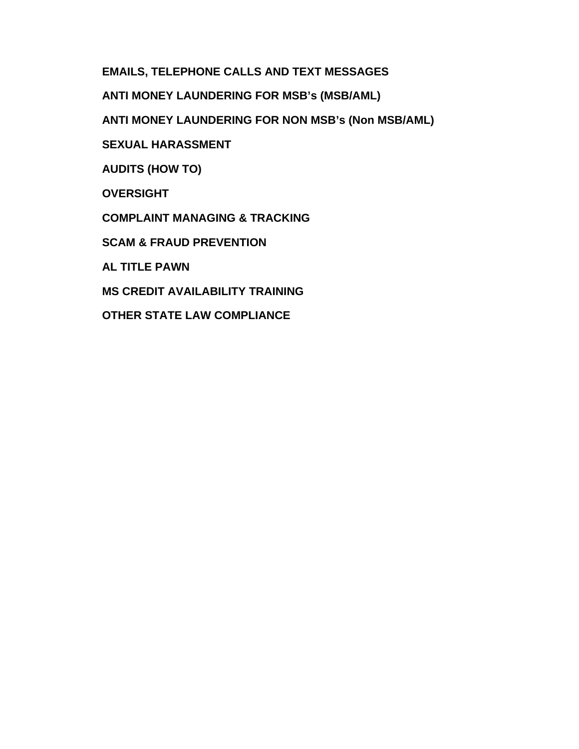**EMAILS, TELEPHONE CALLS AND TEXT MESSAGES**

**ANTI MONEY LAUNDERING FOR MSB's (MSB/AML)**

**ANTI MONEY LAUNDERING FOR NON MSB's (Non MSB/AML)**

**SEXUAL HARASSMENT**

**AUDITS (HOW TO)**

**OVERSIGHT**

**COMPLAINT MANAGING & TRACKING**

**SCAM & FRAUD PREVENTION**

**AL TITLE PAWN**

**MS CREDIT AVAILABILITY TRAINING**

**OTHER STATE LAW COMPLIANCE**